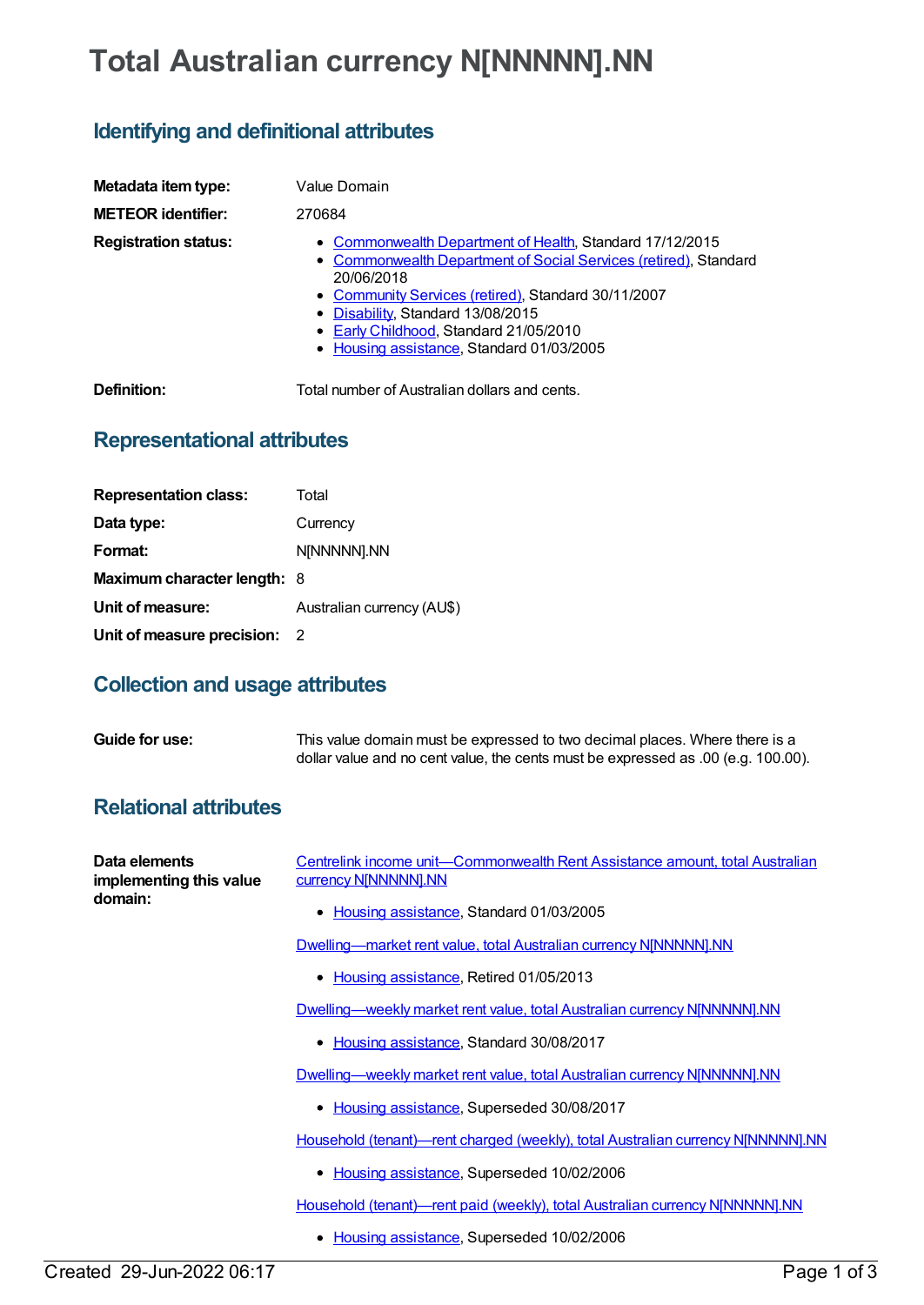# Total Australian currency N[NNNNN].NN

## Identifying and definitional attributes

**Metadata item type:** Value Domain

**METEOR identifier:** 270684

**Registration status:**

- Commonwealth Department of Health, Standard 17/12/2015
- Commonwealth Department of Social Services (retired), Standard 20/06/2018
- Community Services (retired), Standard 30/11/2007
- Disability, Standard 13/08/2015
- Early Childhood, Standard 21/05/2010
- Housing assistance, Standard 01/03/2005

**Definition:** Total number of Australian dollars and cents.

## Representational attributes

**Representation class:** Total

**Data type:** Currency

**Format:** N[NNNNN].NN

**Maximum character length:** 8

**Unit of measure:** Australian currency (AU$)

**Unit of measure precision:** 2

## Collection and usage attributes

**Guide for use:** This value domain must be expressed to two decimal places. Where there is a dollar value and no cent value, the cents must be expressed as .00 (e.g. 100.00).

## Relational attributes

**Data elements implementing this value domain:**

Centrelink income unit—Commonwealth Rent Assistance amount, total Australian currency N[NNNNN].NN

- Housing assistance, Standard 01/03/2005

Dwelling—market rent value, total Australian currency N[NNNNN].NN

- Housing assistance, Retired 01/05/2013

Dwelling—weekly market rent value, total Australian currency N[NNNNN].NN

- Housing assistance, Standard 30/08/2017

Dwelling—weekly market rent value, total Australian currency N[NNNNN].NN

- Housing assistance, Superseded 30/08/2017

Household (tenant)—rent charged (weekly), total Australian currency N[NNNNN].NN

- Housing assistance, Superseded 10/02/2006

Household (tenant)—rent paid (weekly), total Australian currency N[NNNNN].NN

- Housing assistance, Superseded 10/02/2006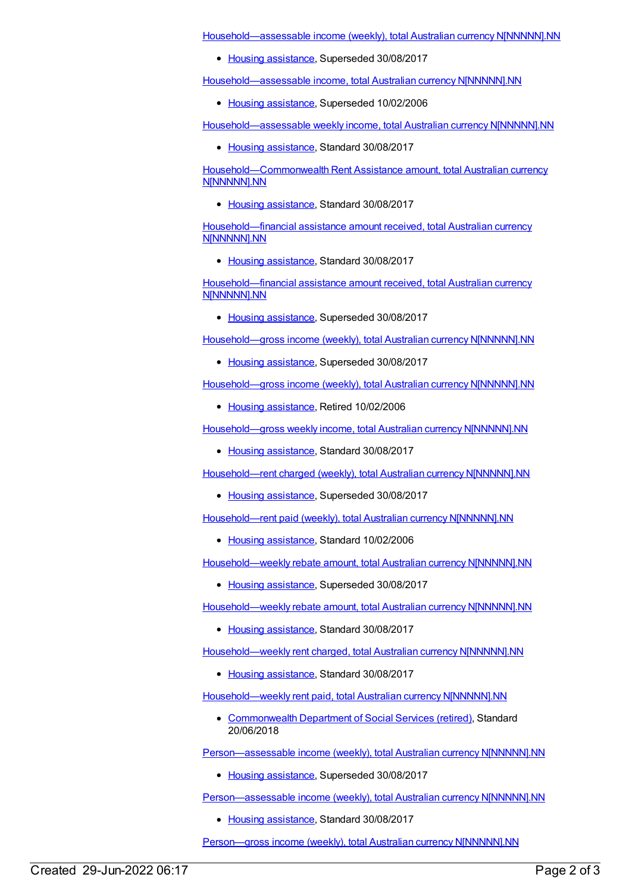Household—assessable income (weekly), total Australian currency N[NNNNN].NN

- Housing assistance, Superseded 30/08/2017

Household—assessable income, total Australian currency N[NNNNN].NN

- Housing assistance, Superseded 10/02/2006

Household—assessable weekly income, total Australian currency N[NNNNN].NN

- Housing assistance, Standard 30/08/2017

Household—Commonwealth Rent Assistance amount, total Australian currency N[NNNNN].NN

- Housing assistance, Standard 30/08/2017

Household—financial assistance amount received, total Australian currency N[NNNNN].NN

- Housing assistance, Standard 30/08/2017

Household—financial assistance amount received, total Australian currency N[NNNNN].NN

- Housing assistance, Superseded 30/08/2017

Household—gross income (weekly), total Australian currency N[NNNNN].NN

- Housing assistance, Superseded 30/08/2017

Household—gross income (weekly), total Australian currency N[NNNNN].NN

- Housing assistance, Retired 10/02/2006

Household—gross weekly income, total Australian currency N[NNNNN].NN

- Housing assistance, Standard 30/08/2017

Household—rent charged (weekly), total Australian currency N[NNNNN].NN

- Housing assistance, Superseded 30/08/2017

Household—rent paid (weekly), total Australian currency N[NNNNN].NN

- Housing assistance, Standard 10/02/2006

Household—weekly rebate amount, total Australian currency N[NNNNN].NN

- Housing assistance, Superseded 30/08/2017

Household—weekly rebate amount, total Australian currency N[NNNNN].NN

- Housing assistance, Standard 30/08/2017

Household—weekly rent charged, total Australian currency N[NNNNN].NN

- Housing assistance, Standard 30/08/2017

Household—weekly rent paid, total Australian currency N[NNNNN].NN

- Commonwealth Department of Social Services (retired), Standard 20/06/2018

Person—assessable income (weekly), total Australian currency N[NNNNN].NN

- Housing assistance, Superseded 30/08/2017

Person—assessable income (weekly), total Australian currency N[NNNNN].NN

- Housing assistance, Standard 30/08/2017

Person—gross income (weekly), total Australian currency N[NNNNN].NN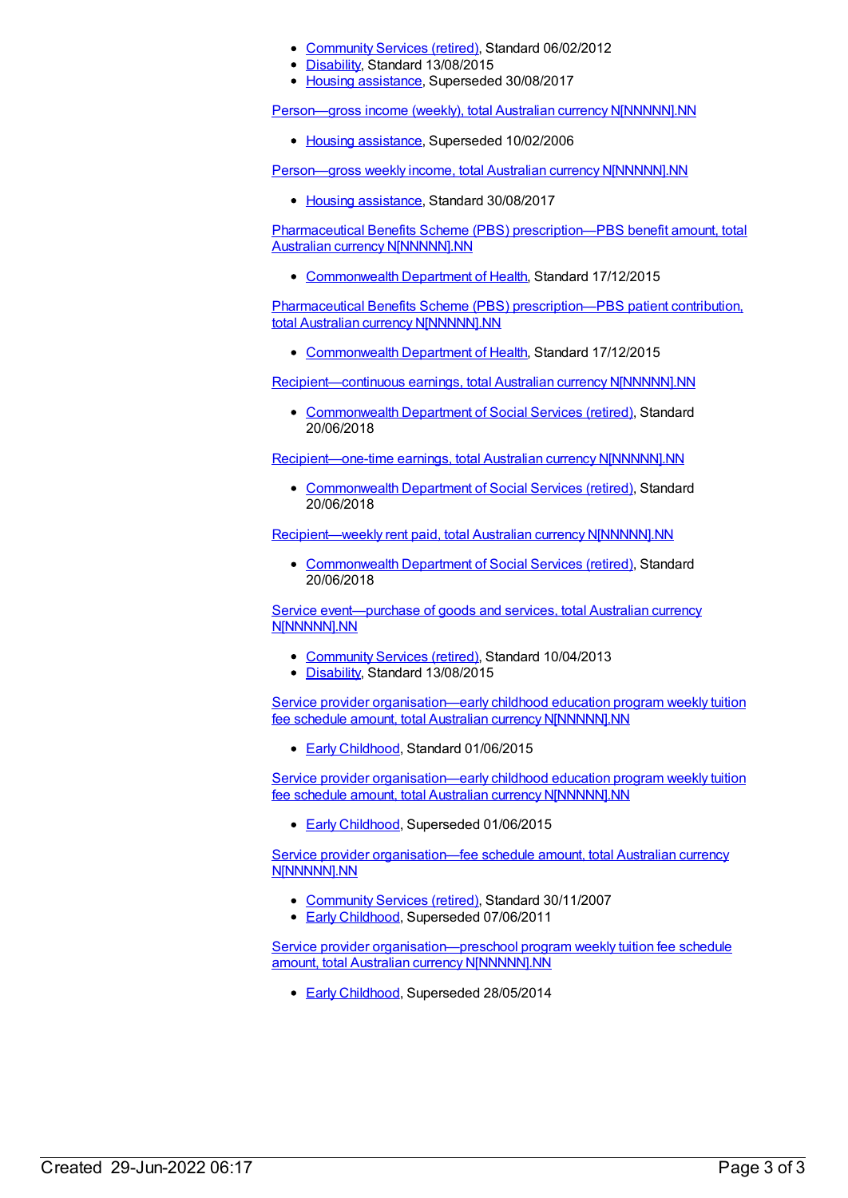- Community Services (retired), Standard 06/02/2012
- Disability, Standard 13/08/2015
- Housing assistance, Superseded 30/08/2017

Person—gross income (weekly), total Australian currency N[NNNNN].NN

- Housing assistance, Superseded 10/02/2006

Person—gross weekly income, total Australian currency N[NNNNN].NN

- Housing assistance, Standard 30/08/2017

Pharmaceutical Benefits Scheme (PBS) prescription—PBS benefit amount, total Australian currency N[NNNNN].NN

- Commonwealth Department of Health, Standard 17/12/2015

Pharmaceutical Benefits Scheme (PBS) prescription—PBS patient contribution, total Australian currency N[NNNNN].NN

- Commonwealth Department of Health, Standard 17/12/2015

Recipient—continuous earnings, total Australian currency N[NNNNN].NN

- Commonwealth Department of Social Services (retired), Standard 20/06/2018

Recipient—one-time earnings, total Australian currency N[NNNNN].NN

- Commonwealth Department of Social Services (retired), Standard 20/06/2018

Recipient—weekly rent paid, total Australian currency N[NNNNN].NN

- Commonwealth Department of Social Services (retired), Standard 20/06/2018

Service event—purchase of goods and services, total Australian currency N[NNNNN].NN

- Community Services (retired), Standard 10/04/2013
- Disability, Standard 13/08/2015

Service provider organisation—early childhood education program weekly tuition fee schedule amount, total Australian currency N[NNNNN].NN

- Early Childhood, Standard 01/06/2015

Service provider organisation—early childhood education program weekly tuition fee schedule amount, total Australian currency N[NNNNN].NN

- Early Childhood, Superseded 01/06/2015

Service provider organisation—fee schedule amount, total Australian currency N[NNNNN].NN

- Community Services (retired), Standard 30/11/2007
- Early Childhood, Superseded 07/06/2011

Service provider organisation—preschool program weekly tuition fee schedule amount, total Australian currency N[NNNNN].NN

- Early Childhood, Superseded 28/05/2014